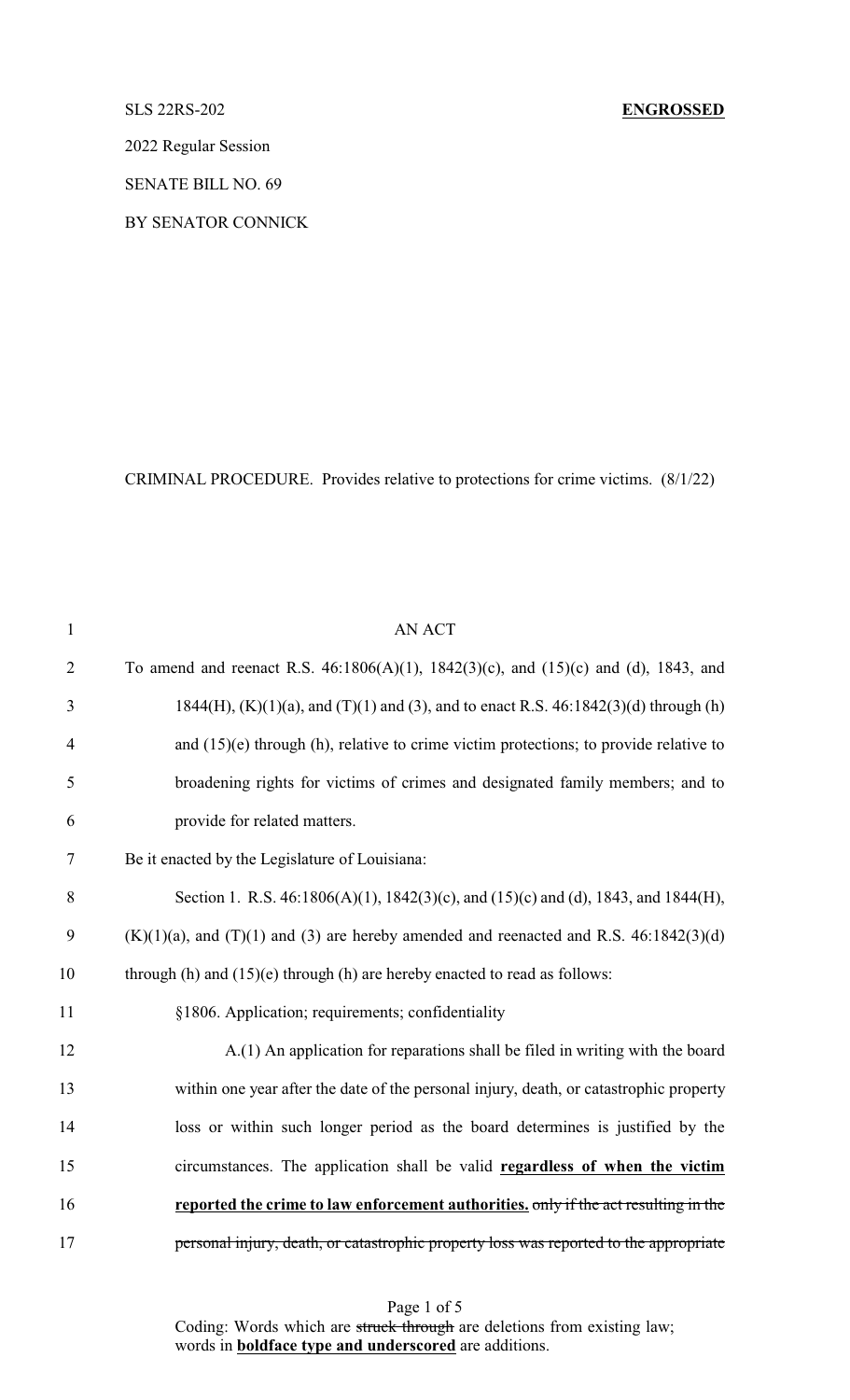SLS 22RS-202 **ENGROSSED**

2022 Regular Session

SENATE BILL NO. 69

BY SENATOR CONNICK

CRIMINAL PROCEDURE. Provides relative to protections for crime victims. (8/1/22)

AN ACT

To amend and reenact R.S. 46:1806(A)(1), 1842(3)(c), and (15)(c) and (d), 1843, and 1844(H), (K)(1)(a), and (T)(1) and (3), and to enact R.S. 46:1842(3)(d) through (h) and (15)(e) through (h), relative to crime victim protections; to provide relative to broadening rights for victims of crimes and designated family members; and to provide for related matters.

Be it enacted by the Legislature of Louisiana:

Section 1. R.S. 46:1806(A)(1), 1842(3)(c), and (15)(c) and (d), 1843, and 1844(H), (K)(1)(a), and (T)(1) and (3) are hereby amended and reenacted and R.S. 46:1842(3)(d) through (h) and (15)(e) through (h) are hereby enacted to read as follows:

§1806. Application; requirements; confidentiality

A.(1) An application for reparations shall be filed in writing with the board within one year after the date of the personal injury, death, or catastrophic property loss or within such longer period as the board determines is justified by the circumstances. The application shall be valid **regardless of when the victim reported the crime to law enforcement authorities.** ~~only if the act resulting in the personal injury, death, or catastrophic property loss was reported to the appropriate~~

Coding: Words which are ~~struck through~~ are deletions from existing law; words in **boldface type and underscored** are additions.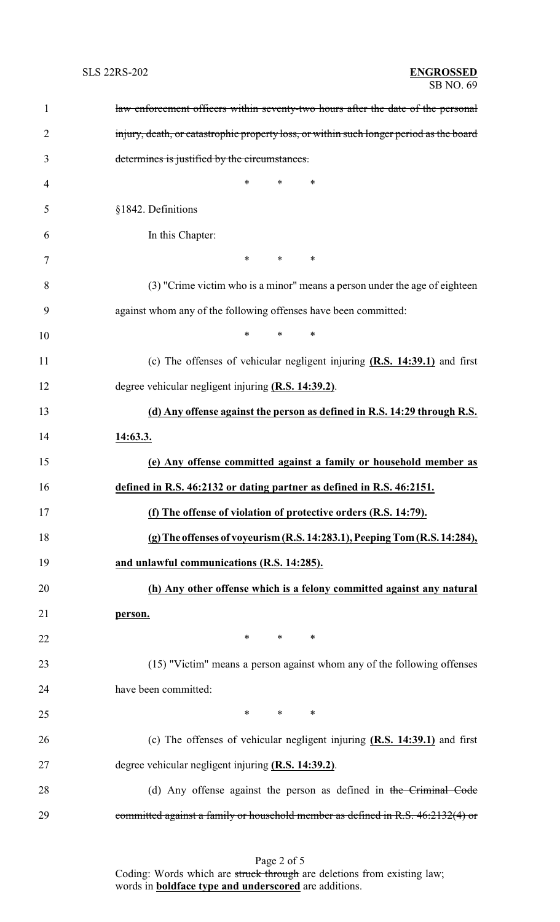~~law enforcement officers within seventy-two hours after the date of the personal injury, death, or catastrophic property loss, or within such longer period as the board determines is justified by the circumstances.~~

\* \* \*

§1842. Definitions

In this Chapter:

\* \* \*

(3) "Crime victim who is a minor" means a person under the age of eighteen against whom any of the following offenses have been committed:

\* \* \*

(c) The offenses of vehicular negligent injuring **<u>(R.S. 14:39.1)</u>** and first degree vehicular negligent injuring **<u>(R.S. 14:39.2)</u>**.

**<u>(d) Any offense against the person as defined in R.S. 14:29 through R.S. 14:63.3.</u>**

**<u>(e) Any offense committed against a family or household member as defined in R.S. 46:2132 or dating partner as defined in R.S. 46:2151.</u>**

**<u>(f) The offense of violation of protective orders (R.S. 14:79).</u>**

**<u>(g) The offenses of voyeurism (R.S. 14:283.1), Peeping Tom (R.S. 14:284), and unlawful communications (R.S. 14:285).</u>**

**<u>(h) Any other offense which is a felony committed against any natural person.</u>**

\* \* \*

(15) "Victim" means a person against whom any of the following offenses have been committed:

\* \* \*

(c) The offenses of vehicular negligent injuring **<u>(R.S. 14:39.1)</u>** and first degree vehicular negligent injuring **<u>(R.S. 14:39.2)</u>**.

(d) Any offense against the person as defined in ~~the Criminal Code committed against a family or household member as defined in R.S. 46:2132(4) or~~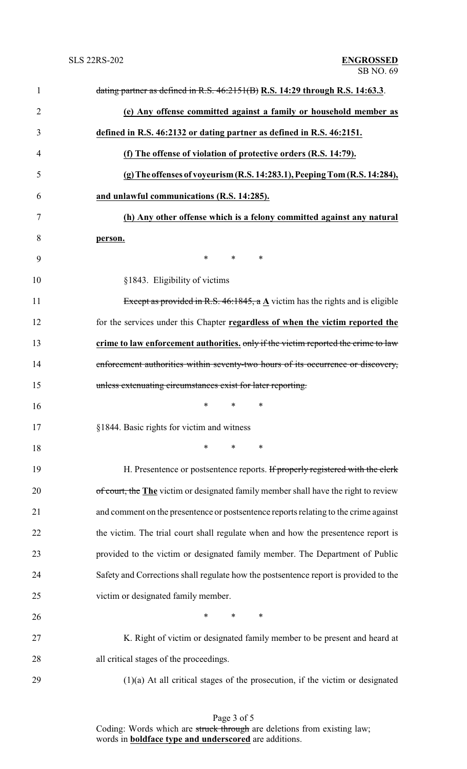~~dating partner as defined in R.S. 46:2151(B)~~ **<u>R.S. 14:29 through R.S. 14:63.3</u>**.

**<u>(e) Any offense committed against a family or household member as defined in R.S. 46:2132 or dating partner as defined in R.S. 46:2151.</u>**

**<u>(f) The offense of violation of protective orders (R.S. 14:79).</u>**

**<u>(g) The offenses of voyeurism (R.S. 14:283.1), Peeping Tom (R.S. 14:284), and unlawful communications (R.S. 14:285).</u>**

**<u>(h) Any other offense which is a felony committed against any natural person.</u>**

\* \* \*

§1843. Eligibility of victims

~~Except as provided in R.S. 46:1845, a~~ **<u>A</u>** victim has the rights and is eligible for the services under this Chapter **<u>regardless of when the victim reported the crime to law enforcement authorities.</u>** ~~only if the victim reported the crime to law enforcement authorities within seventy-two hours of its occurrence or discovery, unless extenuating circumstances exist for later reporting.~~

\* \* \*

§1844. Basic rights for victim and witness

\* \* \*

H. Presentence or postsentence reports. ~~If properly registered with the clerk of court, the~~ **<u>The</u>** victim or designated family member shall have the right to review and comment on the presentence or postsentence reports relating to the crime against the victim. The trial court shall regulate when and how the presentence report is provided to the victim or designated family member. The Department of Public Safety and Corrections shall regulate how the postsentence report is provided to the victim or designated family member.

\* \* \*

K. Right of victim or designated family member to be present and heard at all critical stages of the proceedings.

(1)(a) At all critical stages of the prosecution, if the victim or designated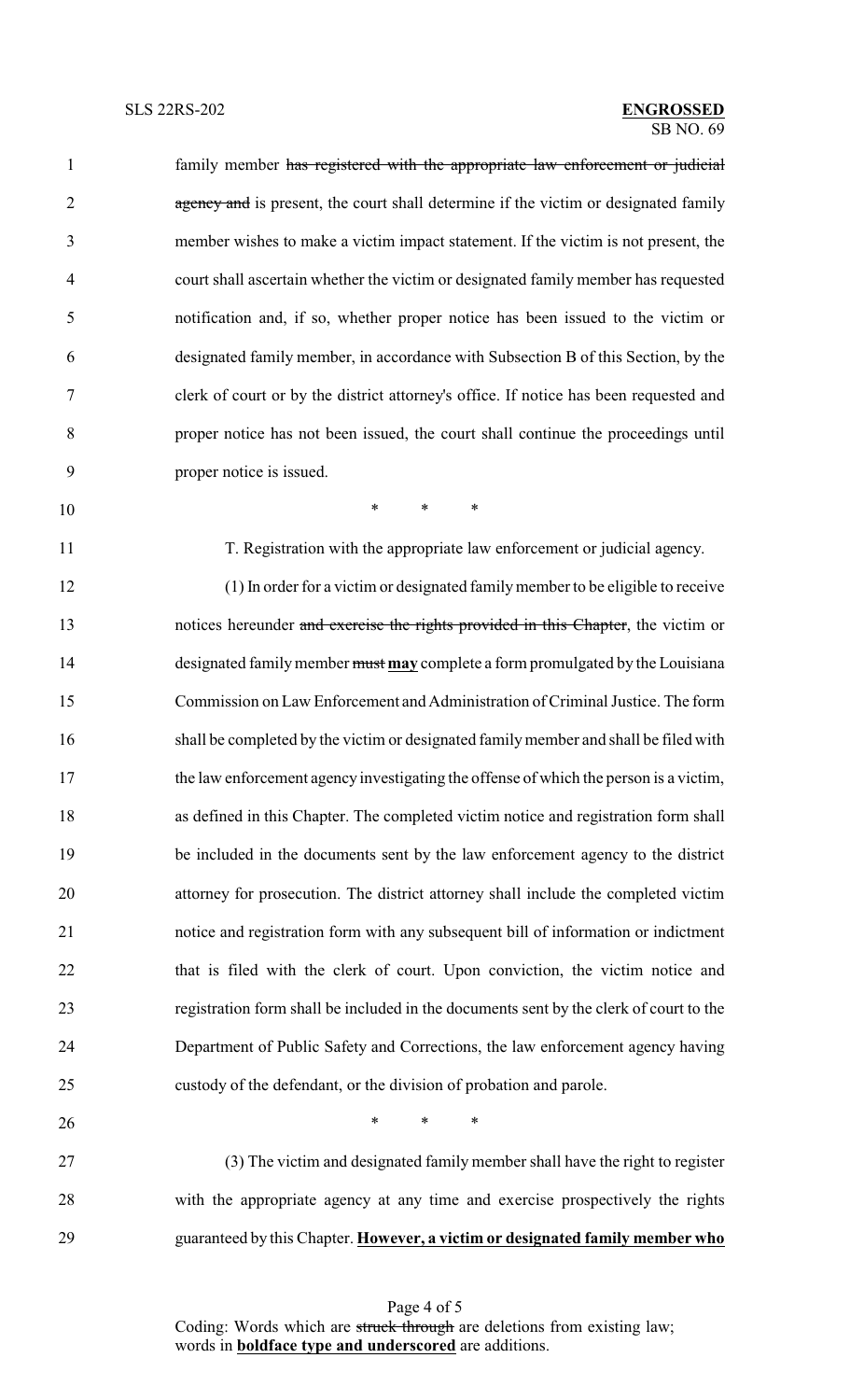family member ~~has registered with the appropriate law enforcement or judicial agency and~~ is present, the court shall determine if the victim or designated family member wishes to make a victim impact statement. If the victim is not present, the court shall ascertain whether the victim or designated family member has requested notification and, if so, whether proper notice has been issued to the victim or designated family member, in accordance with Subsection B of this Section, by the clerk of court or by the district attorney's office. If notice has been requested and proper notice has not been issued, the court shall continue the proceedings until proper notice is issued.

\* \* \*

T. Registration with the appropriate law enforcement or judicial agency.

(1) In order for a victim or designated family member to be eligible to receive notices hereunder ~~and exercise the rights provided in this Chapter~~, the victim or designated family member ~~must~~ **<u>may</u>** complete a form promulgated by the Louisiana Commission on Law Enforcement and Administration of Criminal Justice. The form shall be completed by the victim or designated family member and shall be filed with the law enforcement agency investigating the offense of which the person is a victim, as defined in this Chapter. The completed victim notice and registration form shall be included in the documents sent by the law enforcement agency to the district attorney for prosecution. The district attorney shall include the completed victim notice and registration form with any subsequent bill of information or indictment that is filed with the clerk of court. Upon conviction, the victim notice and registration form shall be included in the documents sent by the clerk of court to the Department of Public Safety and Corrections, the law enforcement agency having custody of the defendant, or the division of probation and parole.

\* \* \*

(3) The victim and designated family member shall have the right to register with the appropriate agency at any time and exercise prospectively the rights guaranteed by this Chapter. **<u>However, a victim or designated family member who</u>**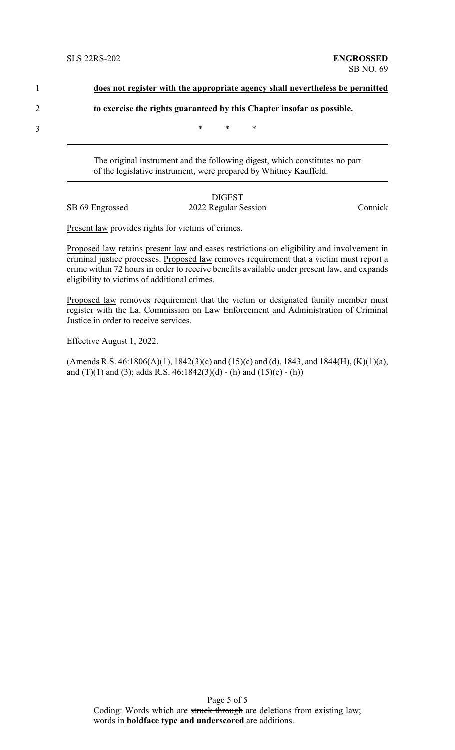**does not register with the appropriate agency shall nevertheless be permitted to exercise the rights guaranteed by this Chapter insofar as possible.**

\* \* \*

The original instrument and the following digest, which constitutes no part of the legislative instrument, were prepared by Whitney Kauffeld.

DIGEST

SB 69 Engrossed — 2022 Regular Session — Connick

Present law provides rights for victims of crimes.

Proposed law retains present law and eases restrictions on eligibility and involvement in criminal justice processes. Proposed law removes requirement that a victim must report a crime within 72 hours in order to receive benefits available under present law, and expands eligibility to victims of additional crimes.

Proposed law removes requirement that the victim or designated family member must register with the La. Commission on Law Enforcement and Administration of Criminal Justice in order to receive services.

Effective August 1, 2022.

(Amends R.S. 46:1806(A)(1), 1842(3)(c) and (15)(c) and (d), 1843, and 1844(H), (K)(1)(a), and (T)(1) and (3); adds R.S. 46:1842(3)(d) - (h) and (15)(e) - (h))

Coding: Words which are ~~struck through~~ are deletions from existing law; words in **boldface type and underscored** are additions.